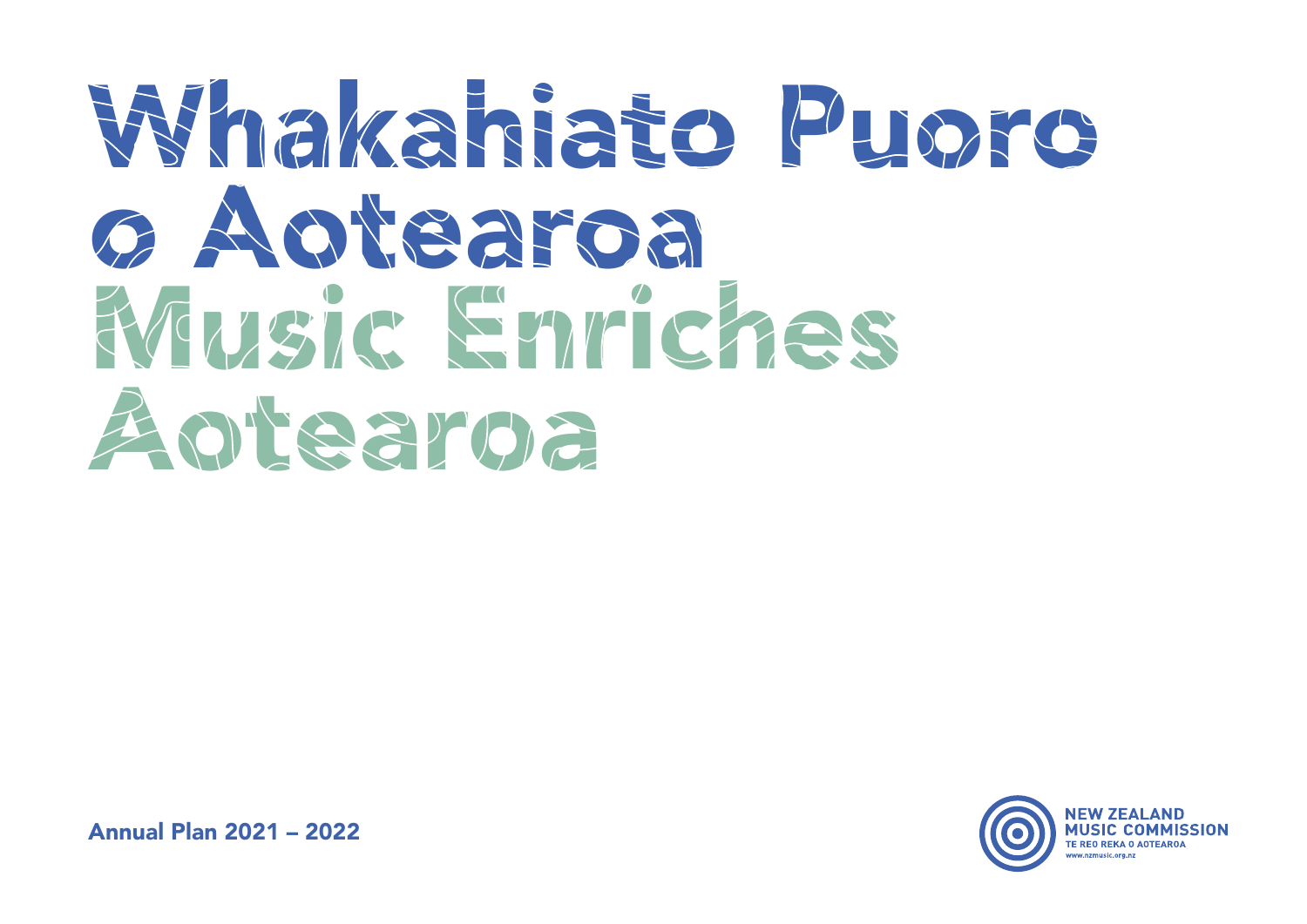# Whakahiato Puoro o Aotearoa

# Music Enriches Aotearoa

**Annual Plan 2021 – 2022**

NEW ZEALAND MUSIC COMMISSION
TE REO REKA O AOTEAROA
www.nzmusic.org.nz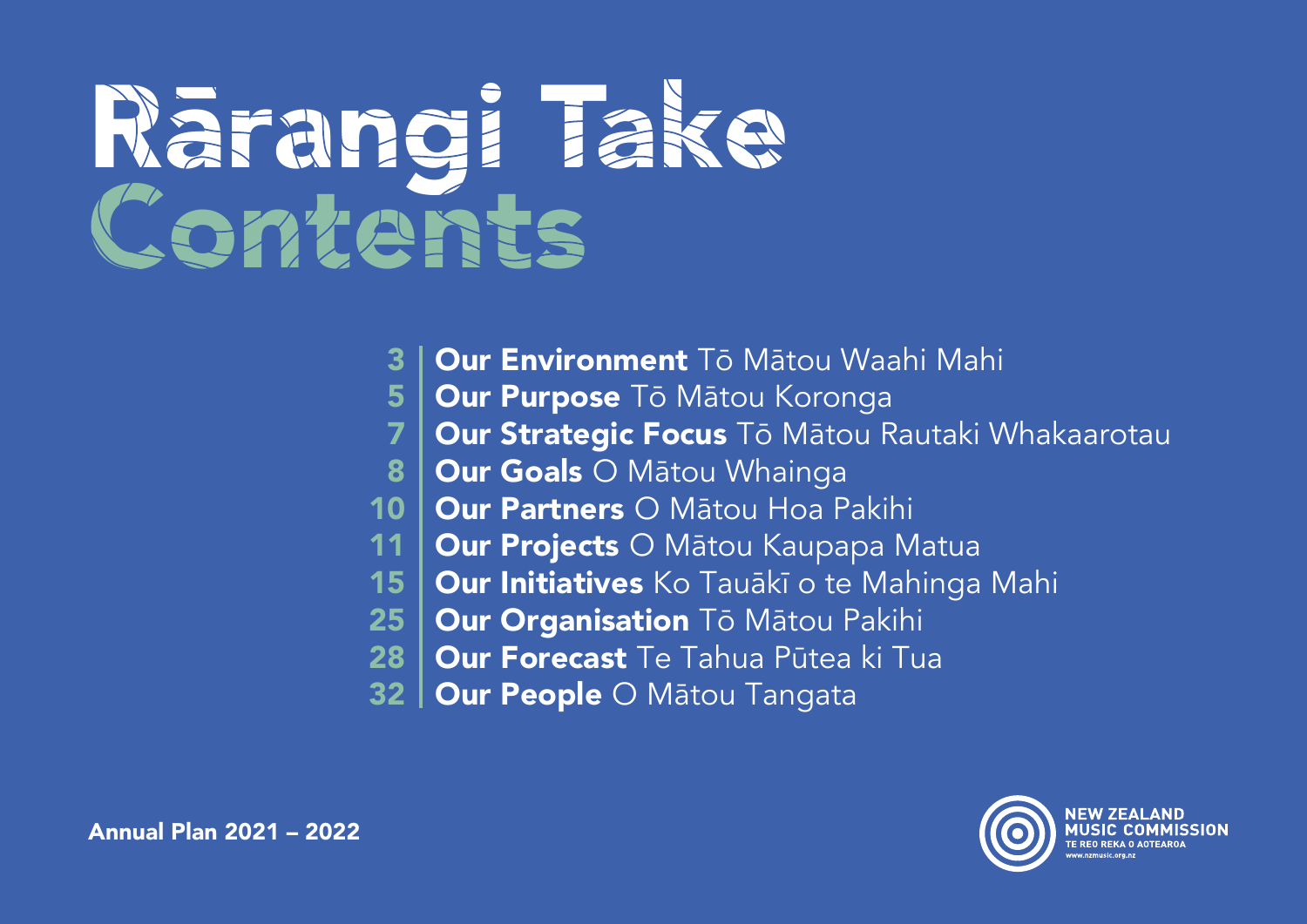# Rārangi Take
# Contents

| | |
|---|---|
| 3 | **Our Environment** Tō Mātou Waahi Mahi |
| 5 | **Our Purpose** Tō Mātou Koronga |
| 7 | **Our Strategic Focus** Tō Mātou Rautaki Whakaarotau |
| 8 | **Our Goals** O Mātou Whainga |
| 10 | **Our Partners** O Mātou Hoa Pakihi |
| 11 | **Our Projects** O Mātou Kaupapa Matua |
| 15 | **Our Initiatives** Ko Tauākī o te Mahinga Mahi |
| 25 | **Our Organisation** Tō Mātou Pakihi |
| 28 | **Our Forecast** Te Tahua Pūtea ki Tua |
| 32 | **Our People** O Mātou Tangata |

**Annual Plan 2021 – 2022**

NEW ZEALAND MUSIC COMMISSION
TE REO REKA O AOTEAROA
www.nzmusic.org.nz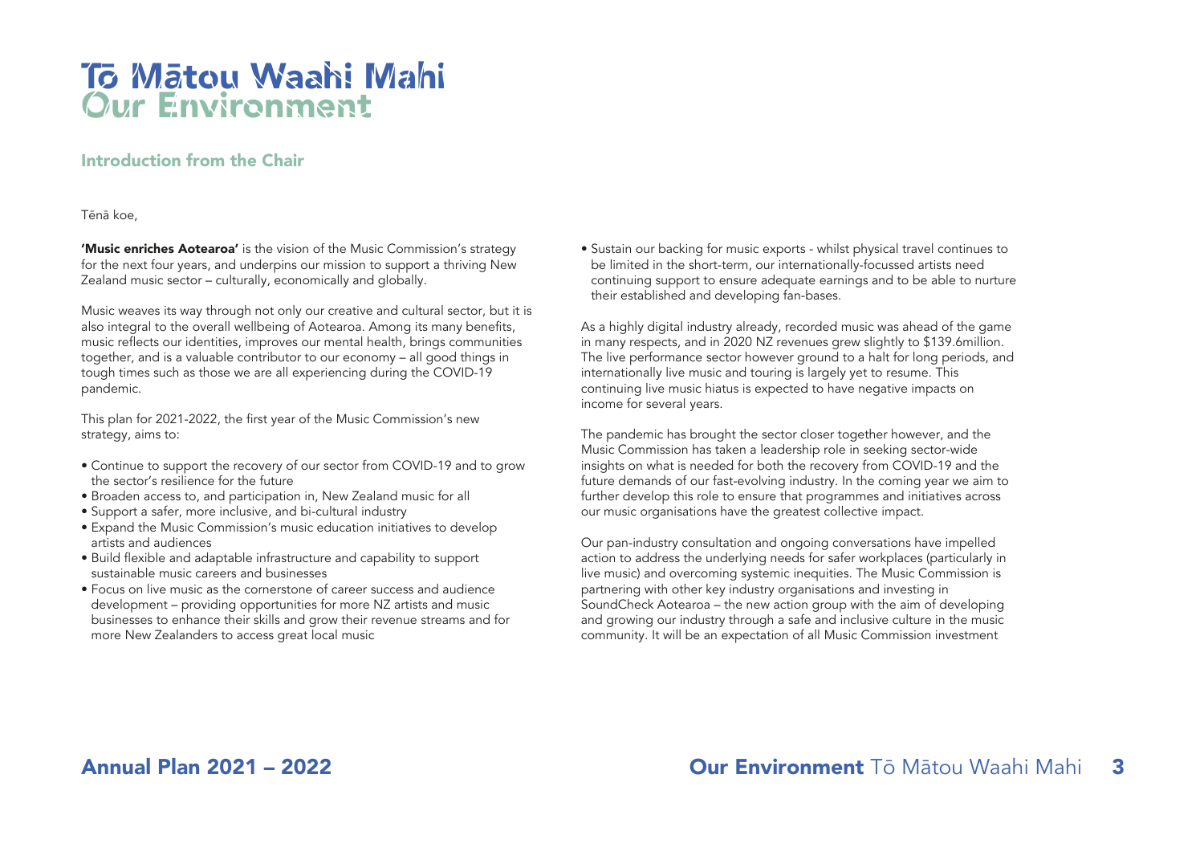# Tō Mātou Waahi Mahi
# Our Environment

## Introduction from the Chair

Tēnā koe,

**'Music enriches Aotearoa'** is the vision of the Music Commission's strategy for the next four years, and underpins our mission to support a thriving New Zealand music sector – culturally, economically and globally.

Music weaves its way through not only our creative and cultural sector, but it is also integral to the overall wellbeing of Aotearoa. Among its many benefits, music reflects our identities, improves our mental health, brings communities together, and is a valuable contributor to our economy – all good things in tough times such as those we are all experiencing during the COVID-19 pandemic.

This plan for 2021-2022, the first year of the Music Commission's new strategy, aims to:

- Continue to support the recovery of our sector from COVID-19 and to grow the sector's resilience for the future
- Broaden access to, and participation in, New Zealand music for all
- Support a safer, more inclusive, and bi-cultural industry
- Expand the Music Commission's music education initiatives to develop artists and audiences
- Build flexible and adaptable infrastructure and capability to support sustainable music careers and businesses
- Focus on live music as the cornerstone of career success and audience development – providing opportunities for more NZ artists and music businesses to enhance their skills and grow their revenue streams and for more New Zealanders to access great local music
- Sustain our backing for music exports - whilst physical travel continues to be limited in the short-term, our internationally-focussed artists need continuing support to ensure adequate earnings and to be able to nurture their established and developing fan-bases.

As a highly digital industry already, recorded music was ahead of the game in many respects, and in 2020 NZ revenues grew slightly to $139.6million. The live performance sector however ground to a halt for long periods, and internationally live music and touring is largely yet to resume. This continuing live music hiatus is expected to have negative impacts on income for several years.

The pandemic has brought the sector closer together however, and the Music Commission has taken a leadership role in seeking sector-wide insights on what is needed for both the recovery from COVID-19 and the future demands of our fast-evolving industry. In the coming year we aim to further develop this role to ensure that programmes and initiatives across our music organisations have the greatest collective impact.

Our pan-industry consultation and ongoing conversations have impelled action to address the underlying needs for safer workplaces (particularly in live music) and overcoming systemic inequities. The Music Commission is partnering with other key industry organisations and investing in SoundCheck Aotearoa – the new action group with the aim of developing and growing our industry through a safe and inclusive culture in the music community. It will be an expectation of all Music Commission investment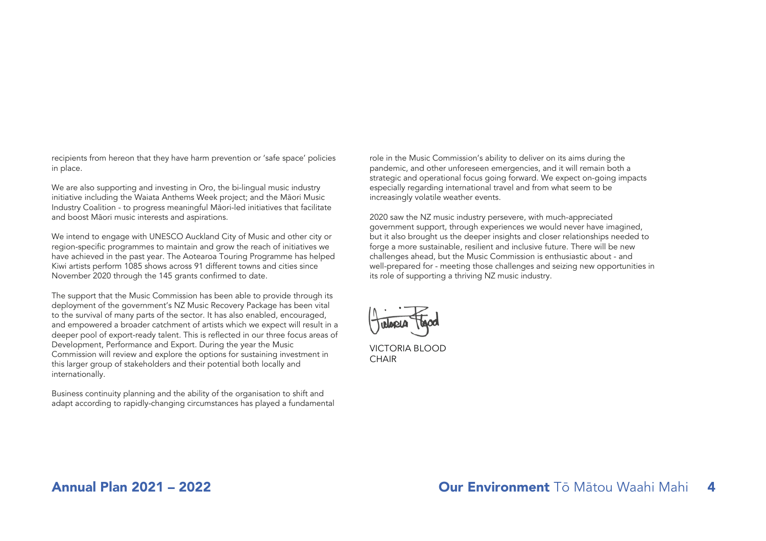recipients from hereon that they have harm prevention or 'safe space' policies in place.

We are also supporting and investing in Oro, the bi-lingual music industry initiative including the Waiata Anthems Week project; and the Māori Music Industry Coalition - to progress meaningful Māori-led initiatives that facilitate and boost Māori music interests and aspirations.

We intend to engage with UNESCO Auckland City of Music and other city or region-specific programmes to maintain and grow the reach of initiatives we have achieved in the past year. The Aotearoa Touring Programme has helped Kiwi artists perform 1085 shows across 91 different towns and cities since November 2020 through the 145 grants confirmed to date.

The support that the Music Commission has been able to provide through its deployment of the government's NZ Music Recovery Package has been vital to the survival of many parts of the sector. It has also enabled, encouraged, and empowered a broader catchment of artists which we expect will result in a deeper pool of export-ready talent. This is reflected in our three focus areas of Development, Performance and Export. During the year the Music Commission will review and explore the options for sustaining investment in this larger group of stakeholders and their potential both locally and internationally.

Business continuity planning and the ability of the organisation to shift and adapt according to rapidly-changing circumstances has played a fundamental role in the Music Commission's ability to deliver on its aims during the pandemic, and other unforeseen emergencies, and it will remain both a strategic and operational focus going forward. We expect on-going impacts especially regarding international travel and from what seem to be increasingly volatile weather events.

2020 saw the NZ music industry persevere, with much-appreciated government support, through experiences we would never have imagined, but it also brought us the deeper insights and closer relationships needed to forge a more sustainable, resilient and inclusive future. There will be new challenges ahead, but the Music Commission is enthusiastic about - and well-prepared for - meeting those challenges and seizing new opportunities in its role of supporting a thriving NZ music industry.

VICTORIA BLOOD
CHAIR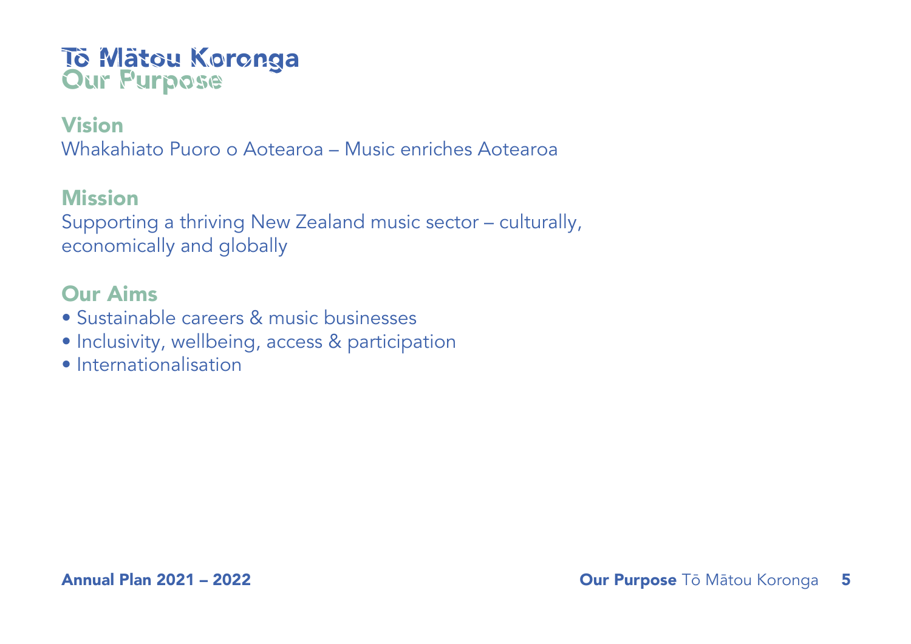# Tō Mātou Koronga
# Our Purpose

## Vision

Whakahiato Puoro o Aotearoa – Music enriches Aotearoa

## Mission

Supporting a thriving New Zealand music sector – culturally, economically and globally

## Our Aims

- Sustainable careers & music businesses
- Inclusivity, wellbeing, access & participation
- Internationalisation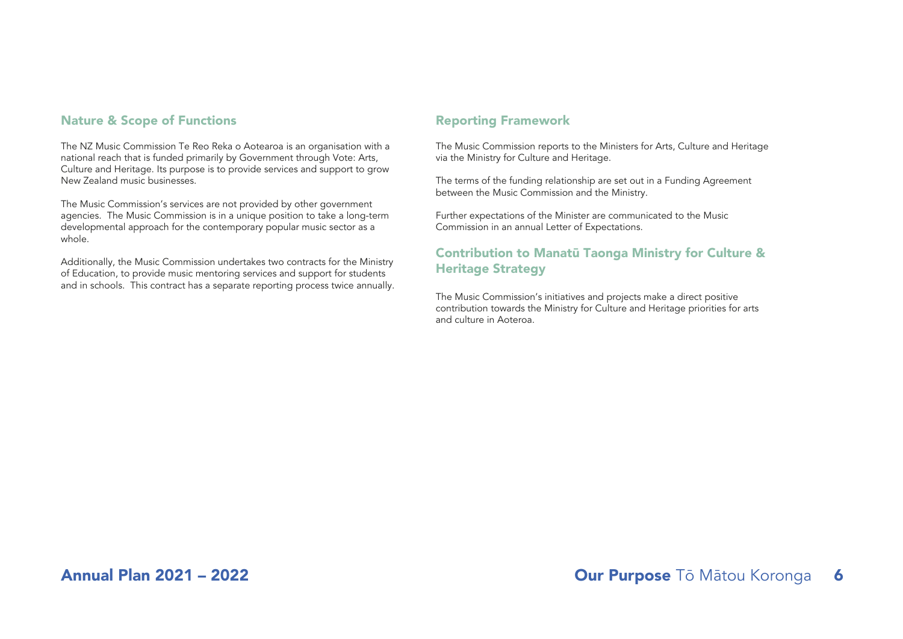## Nature & Scope of Functions

The NZ Music Commission Te Reo Reka o Aotearoa is an organisation with a national reach that is funded primarily by Government through Vote: Arts, Culture and Heritage. Its purpose is to provide services and support to grow New Zealand music businesses.

The Music Commission's services are not provided by other government agencies. The Music Commission is in a unique position to take a long-term developmental approach for the contemporary popular music sector as a whole.

Additionally, the Music Commission undertakes two contracts for the Ministry of Education, to provide music mentoring services and support for students and in schools. This contract has a separate reporting process twice annually.

## Reporting Framework

The Music Commission reports to the Ministers for Arts, Culture and Heritage via the Ministry for Culture and Heritage.

The terms of the funding relationship are set out in a Funding Agreement between the Music Commission and the Ministry.

Further expectations of the Minister are communicated to the Music Commission in an annual Letter of Expectations.

## Contribution to Manatū Taonga Ministry for Culture & Heritage Strategy

The Music Commission's initiatives and projects make a direct positive contribution towards the Ministry for Culture and Heritage priorities for arts and culture in Aoteroa.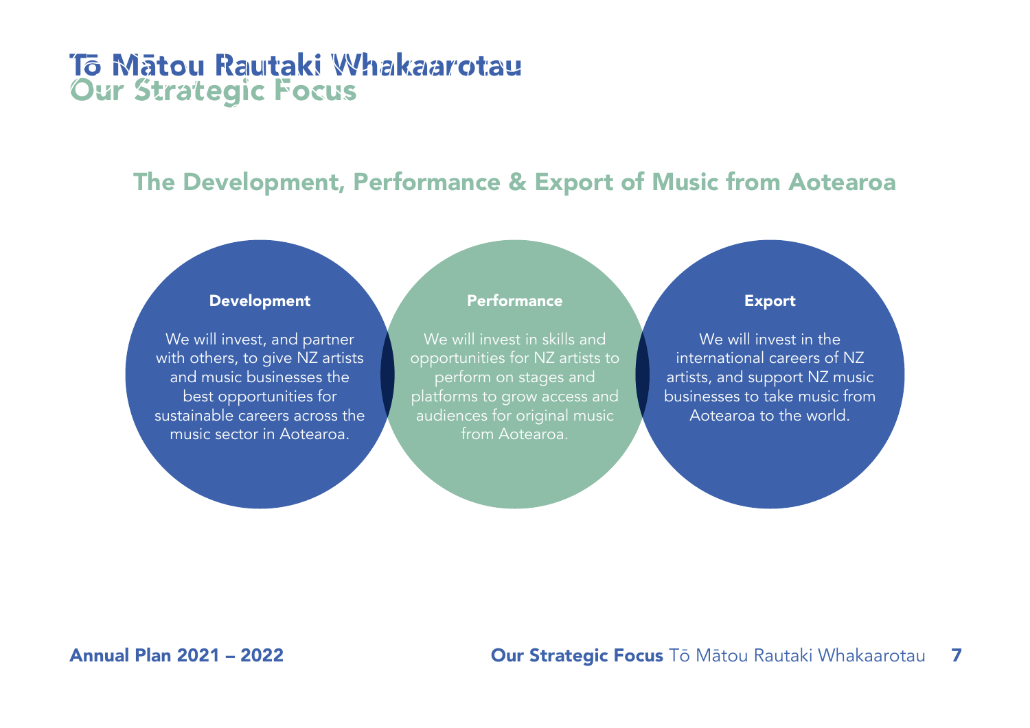# Tō Mātou Rautaki Whakaarotau
# Our Strategic Focus

## The Development, Performance & Export of Music from Aotearoa

### Development

We will invest, and partner with others, to give NZ artists and music businesses the best opportunities for sustainable careers across the music sector in Aotearoa.

### Performance

We will invest in skills and opportunities for NZ artists to perform on stages and platforms to grow access and audiences for original music from Aotearoa.

### Export

We will invest in the international careers of NZ artists, and support NZ music businesses to take music from Aotearoa to the world.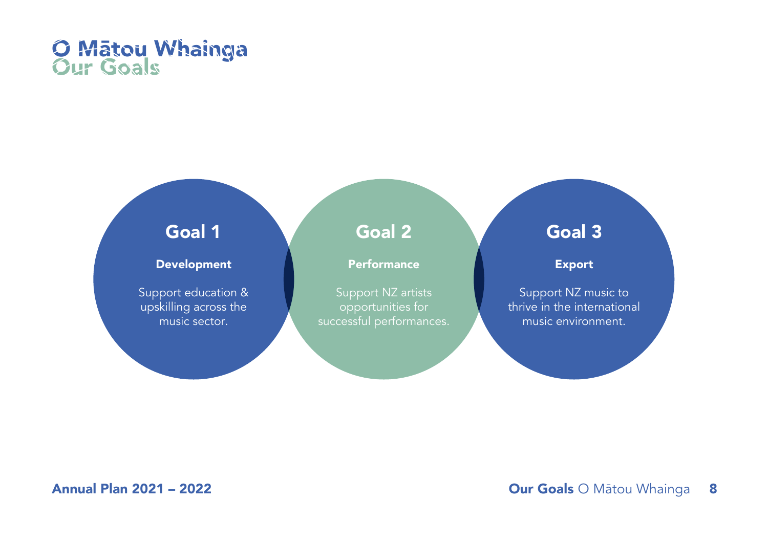# O Mātou Whainga
# Our Goals

## Goal 1

**Development**

Support education & upskilling across the music sector.

## Goal 2

**Performance**

Support NZ artists opportunities for successful performances.

## Goal 3

**Export**

Support NZ music to thrive in the international music environment.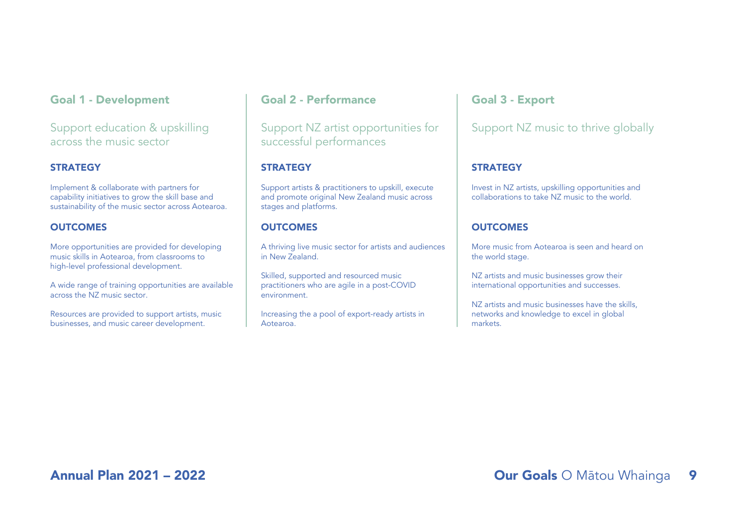## Goal 1 - Development

Support education & upskilling across the music sector

### STRATEGY

Implement & collaborate with partners for capability initiatives to grow the skill base and sustainability of the music sector across Aotearoa.

### OUTCOMES

More opportunities are provided for developing music skills in Aotearoa, from classrooms to high-level professional development.

A wide range of training opportunities are available across the NZ music sector.

Resources are provided to support artists, music businesses, and music career development.

## Goal 2 - Performance

Support NZ artist opportunities for successful performances

### STRATEGY

Support artists & practitioners to upskill, execute and promote original New Zealand music across stages and platforms.

### OUTCOMES

A thriving live music sector for artists and audiences in New Zealand.

Skilled, supported and resourced music practitioners who are agile in a post-COVID environment.

Increasing the a pool of export-ready artists in Aotearoa.

## Goal 3 - Export

Support NZ music to thrive globally

### STRATEGY

Invest in NZ artists, upskilling opportunities and collaborations to take NZ music to the world.

### OUTCOMES

More music from Aotearoa is seen and heard on the world stage.

NZ artists and music businesses grow their international opportunities and successes.

NZ artists and music businesses have the skills, networks and knowledge to excel in global markets.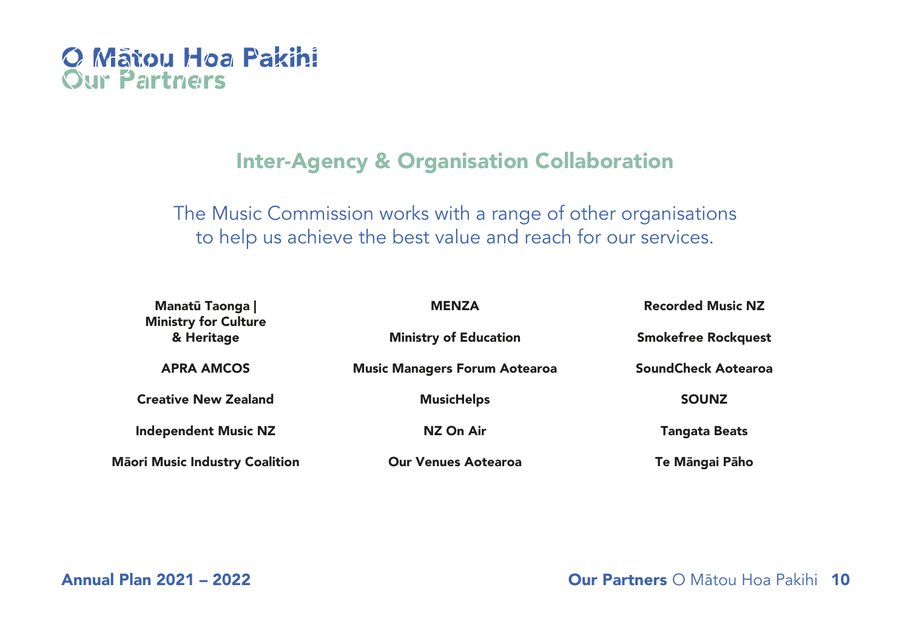# O Mātou Hoa Pakihi
# Our Partners

## Inter-Agency & Organisation Collaboration

The Music Commission works with a range of other organisations to help us achieve the best value and reach for our services.

**Manatū Taonga | Ministry for Culture & Heritage**

**APRA AMCOS**

**Creative New Zealand**

**Independent Music NZ**

**Māori Music Industry Coalition**

**MENZA**

**Ministry of Education**

**Music Managers Forum Aotearoa**

**MusicHelps**

**NZ On Air**

**Our Venues Aotearoa**

**Recorded Music NZ**

**Smokefree Rockquest**

**SoundCheck Aotearoa**

**SOUNZ**

**Tangata Beats**

**Te Māngai Pāho**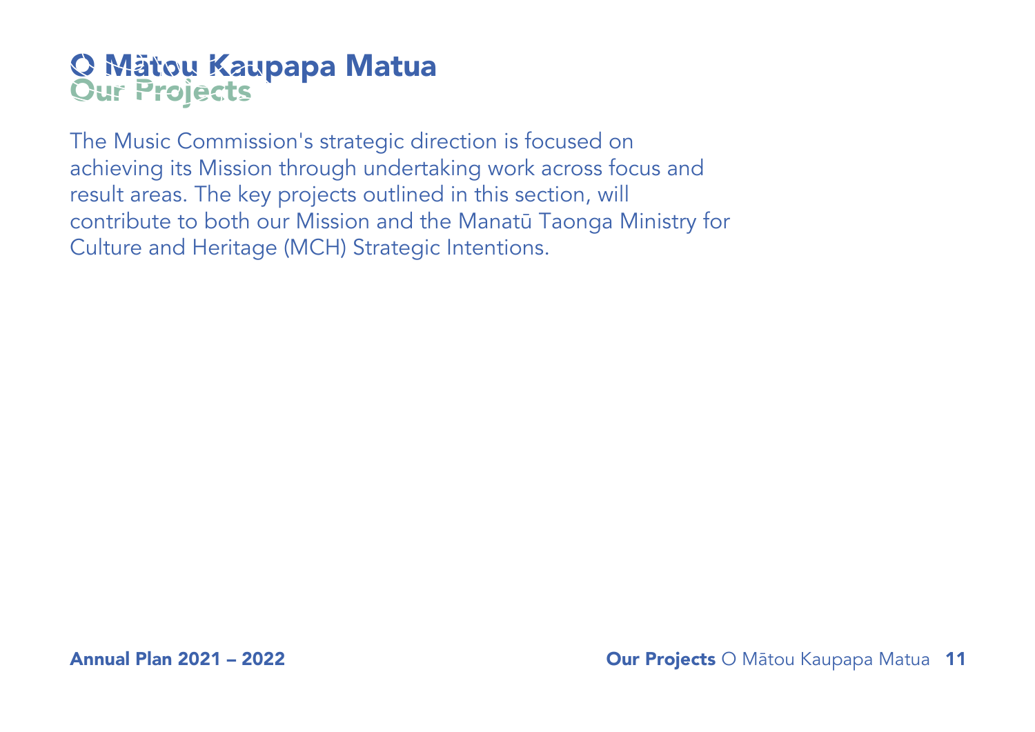# O Mātou Kaupapa Matua
## Our Projects

The Music Commission's strategic direction is focused on achieving its Mission through undertaking work across focus and result areas. The key projects outlined in this section, will contribute to both our Mission and the Manatū Taonga Ministry for Culture and Heritage (MCH) Strategic Intentions.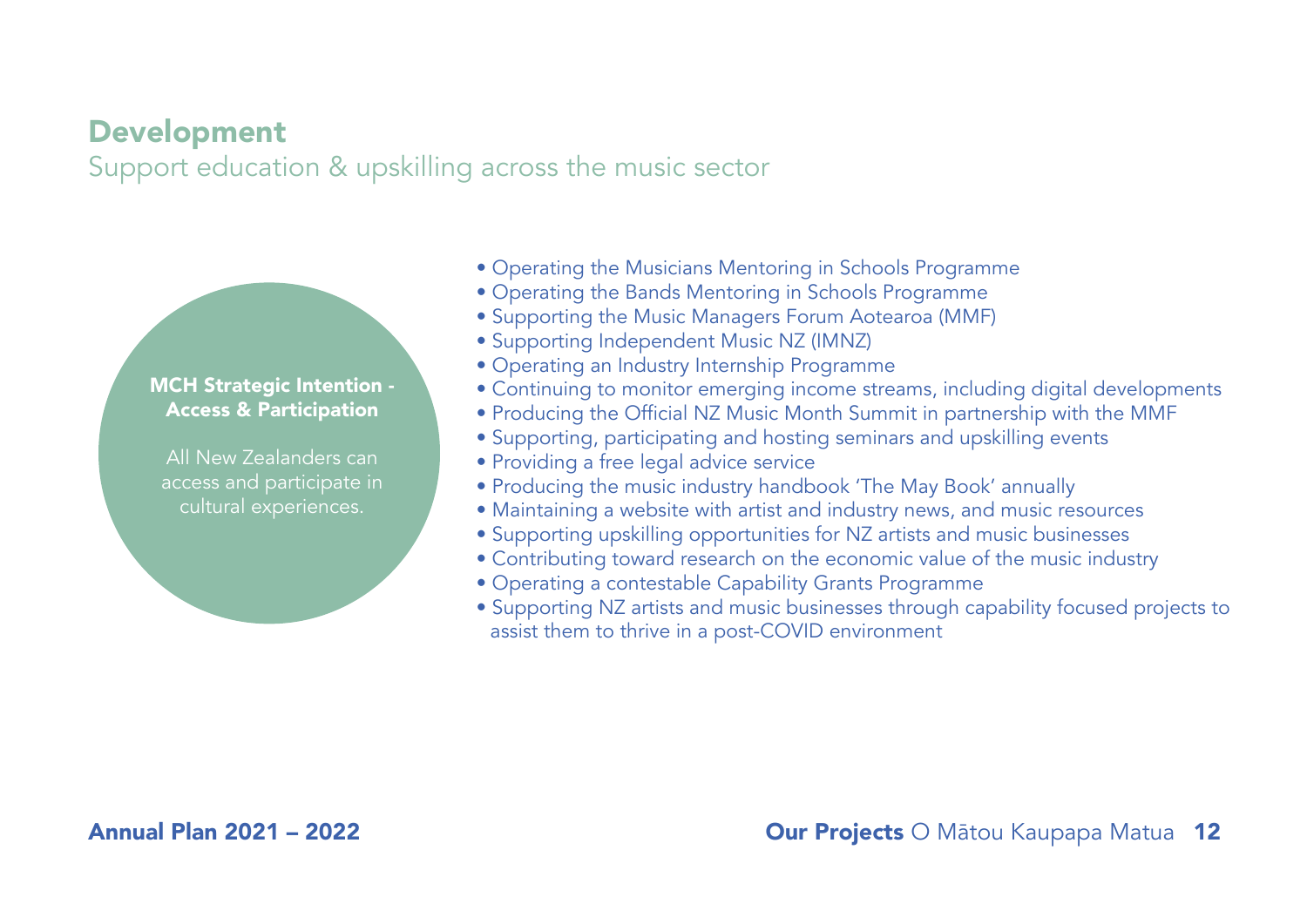## Development

Support education & upskilling across the music sector

**MCH Strategic Intention - Access & Participation**

All New Zealanders can access and participate in cultural experiences.

- Operating the Musicians Mentoring in Schools Programme
- Operating the Bands Mentoring in Schools Programme
- Supporting the Music Managers Forum Aotearoa (MMF)
- Supporting Independent Music NZ (IMNZ)
- Operating an Industry Internship Programme
- Continuing to monitor emerging income streams, including digital developments
- Producing the Official NZ Music Month Summit in partnership with the MMF
- Supporting, participating and hosting seminars and upskilling events
- Providing a free legal advice service
- Producing the music industry handbook 'The May Book' annually
- Maintaining a website with artist and industry news, and music resources
- Supporting upskilling opportunities for NZ artists and music businesses
- Contributing toward research on the economic value of the music industry
- Operating a contestable Capability Grants Programme
- Supporting NZ artists and music businesses through capability focused projects to assist them to thrive in a post-COVID environment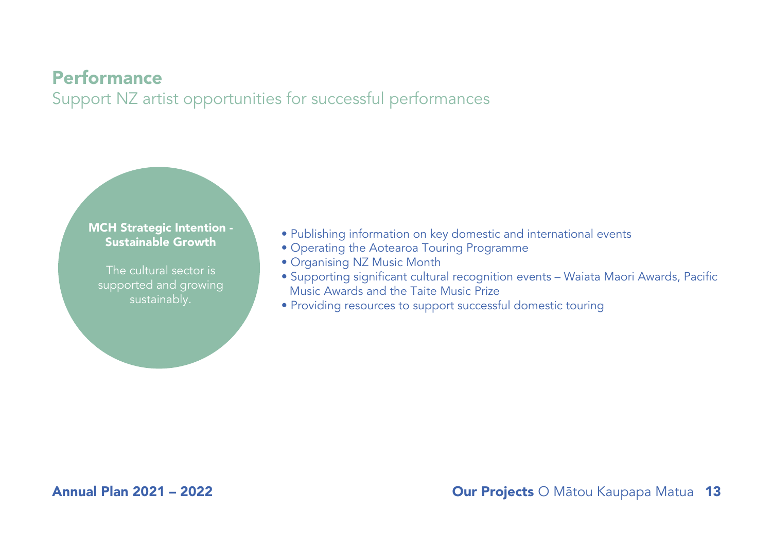## Performance

Support NZ artist opportunities for successful performances

**MCH Strategic Intention - Sustainable Growth**

The cultural sector is supported and growing sustainably.

- Publishing information on key domestic and international events
- Operating the Aotearoa Touring Programme
- Organising NZ Music Month
- Supporting significant cultural recognition events – Waiata Maori Awards, Pacific Music Awards and the Taite Music Prize
- Providing resources to support successful domestic touring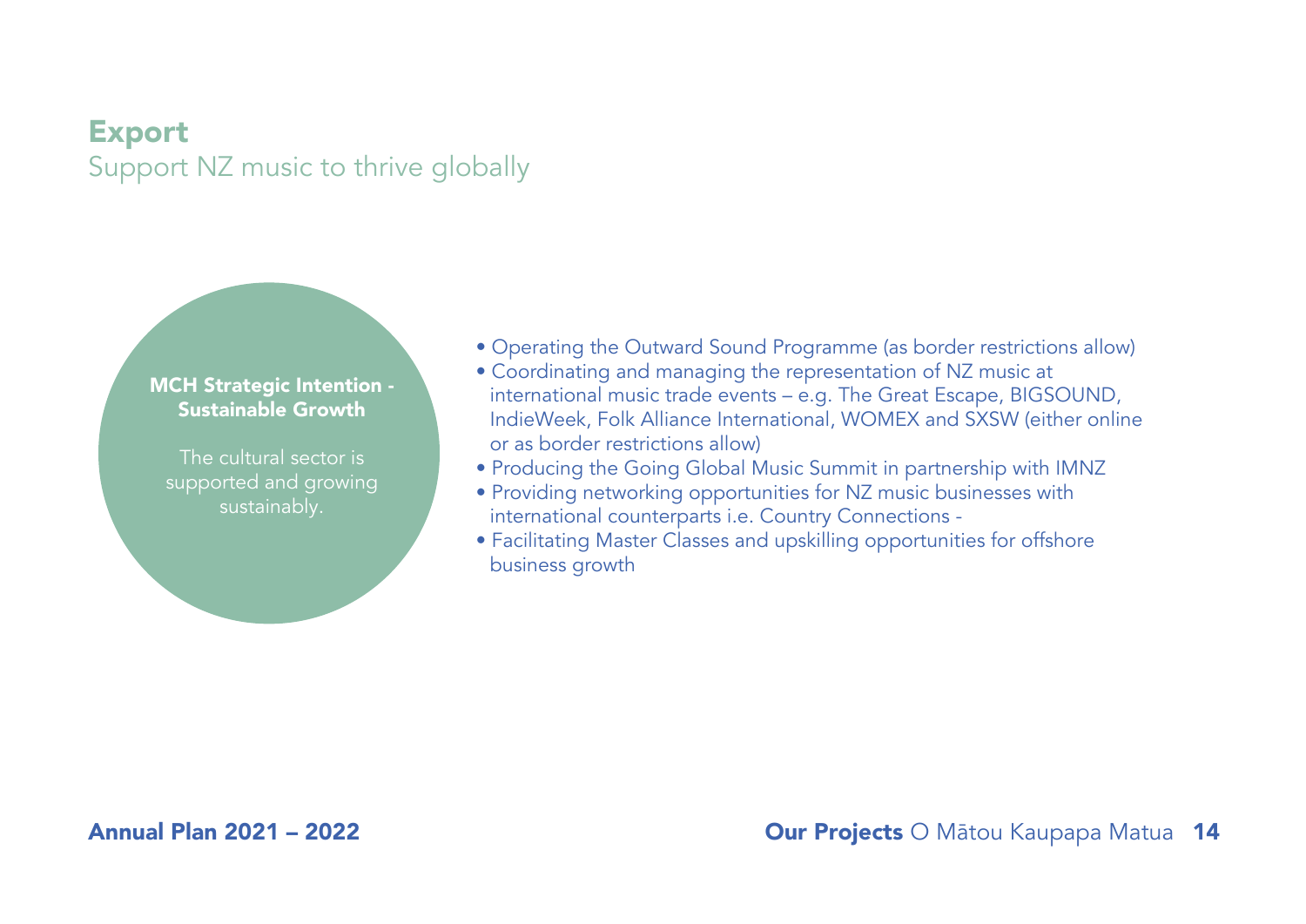## Export

Support NZ music to thrive globally

**MCH Strategic Intention - Sustainable Growth**

The cultural sector is supported and growing sustainably.

- Operating the Outward Sound Programme (as border restrictions allow)
- Coordinating and managing the representation of NZ music at international music trade events – e.g. The Great Escape, BIGSOUND, IndieWeek, Folk Alliance International, WOMEX and SXSW (either online or as border restrictions allow)
- Producing the Going Global Music Summit in partnership with IMNZ
- Providing networking opportunities for NZ music businesses with international counterparts i.e. Country Connections -
- Facilitating Master Classes and upskilling opportunities for offshore business growth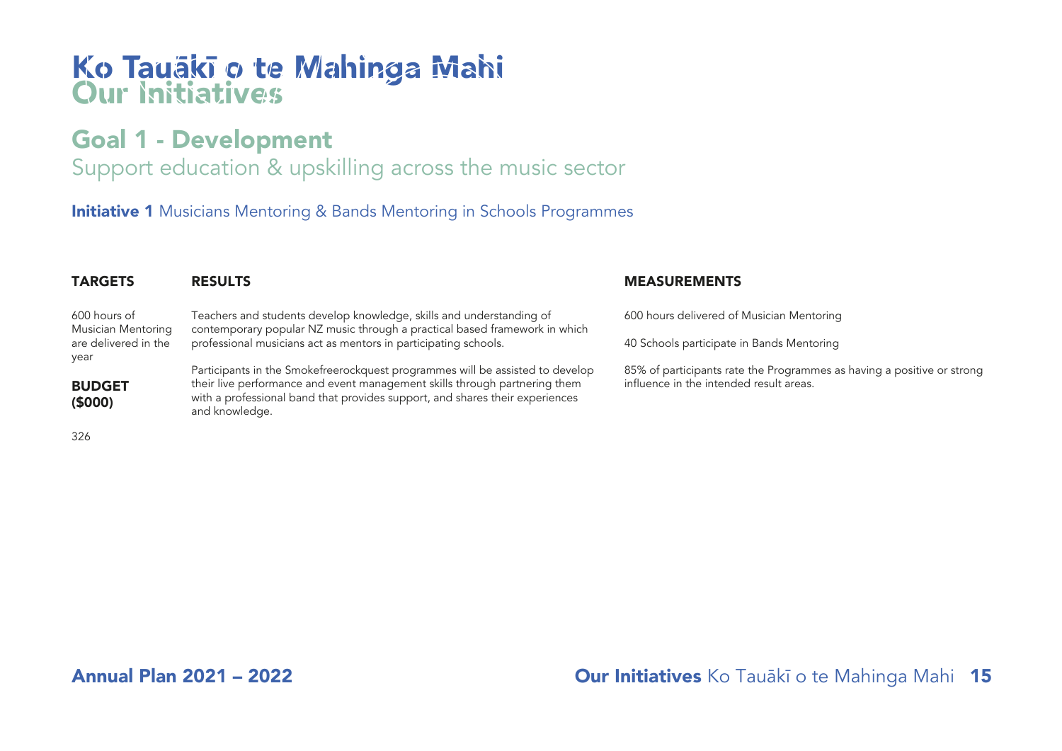# Ko Tauākī o te Mahinga Mahi
# Our Initiatives

## Goal 1 - Development

Support education & upskilling across the music sector

### **Initiative 1** Musicians Mentoring & Bands Mentoring in Schools Programmes

| TARGETS | RESULTS | MEASUREMENTS |
|---|---|---|
| 600 hours of Musician Mentoring are delivered in the year | Teachers and students develop knowledge, skills and understanding of contemporary popular NZ music through a practical based framework in which professional musicians act as mentors in participating schools. | 600 hours delivered of Musician Mentoring |
| **BUDGET ($000)** | Participants in the Smokefreerockquest programmes will be assisted to develop their live performance and event management skills through partnering them with a professional band that provides support, and shares their experiences and knowledge. | 40 Schools participate in Bands Mentoring |
| 326 | | 85% of participants rate the Programmes as having a positive or strong influence in the intended result areas. |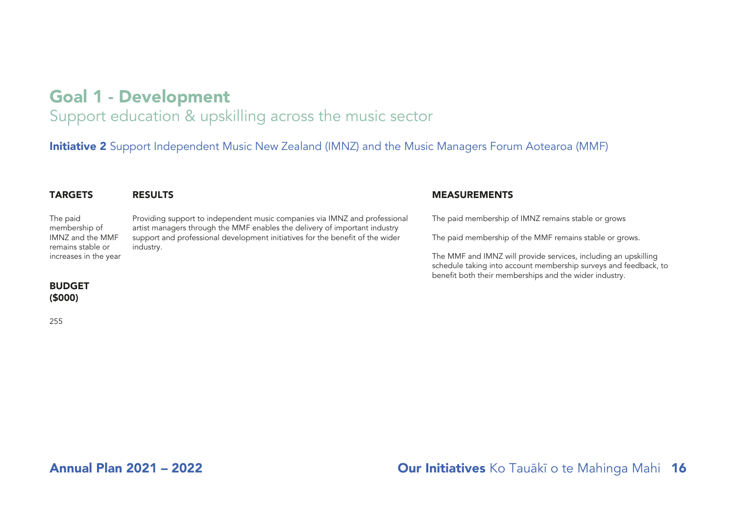# Goal 1 - Development

## Support education & upskilling across the music sector

**Initiative 2** Support Independent Music New Zealand (IMNZ) and the Music Managers Forum Aotearoa (MMF)

| TARGETS | RESULTS | MEASUREMENTS |
| --- | --- | --- |
| The paid membership of IMNZ and the MMF remains stable or increases in the year | Providing support to independent music companies via IMNZ and professional artist managers through the MMF enables the delivery of important industry support and professional development initiatives for the benefit of the wider industry. | The paid membership of IMNZ remains stable or grows<br><br>The paid membership of the MMF remains stable or grows.<br><br>The MMF and IMNZ will provide services, including an upskilling schedule taking into account membership surveys and feedback, to benefit both their memberships and the wider industry. |

**BUDGET ($000)**

255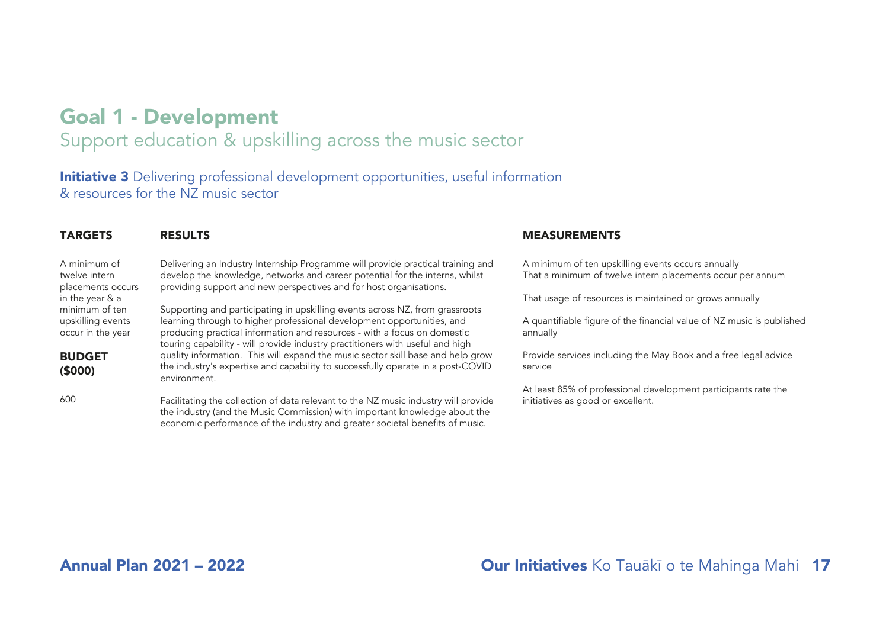# Goal 1 - Development

## Support education & upskilling across the music sector

### **Initiative 3** Delivering professional development opportunities, useful information & resources for the NZ music sector

**TARGETS**

A minimum of twelve intern placements occurs in the year & a minimum of ten upskilling events occur in the year

**BUDGET ($000)**

600

**RESULTS**

Delivering an Industry Internship Programme will provide practical training and develop the knowledge, networks and career potential for the interns, whilst providing support and new perspectives and for host organisations.

Supporting and participating in upskilling events across NZ, from grassroots learning through to higher professional development opportunities, and producing practical information and resources - with a focus on domestic touring capability - will provide industry practitioners with useful and high quality information. This will expand the music sector skill base and help grow the industry's expertise and capability to successfully operate in a post-COVID environment.

Facilitating the collection of data relevant to the NZ music industry will provide the industry (and the Music Commission) with important knowledge about the economic performance of the industry and greater societal benefits of music.

**MEASUREMENTS**

A minimum of ten upskilling events occurs annually
That a minimum of twelve intern placements occur per annum

That usage of resources is maintained or grows annually

A quantifiable figure of the financial value of NZ music is published annually

Provide services including the May Book and a free legal advice service

At least 85% of professional development participants rate the initiatives as good or excellent.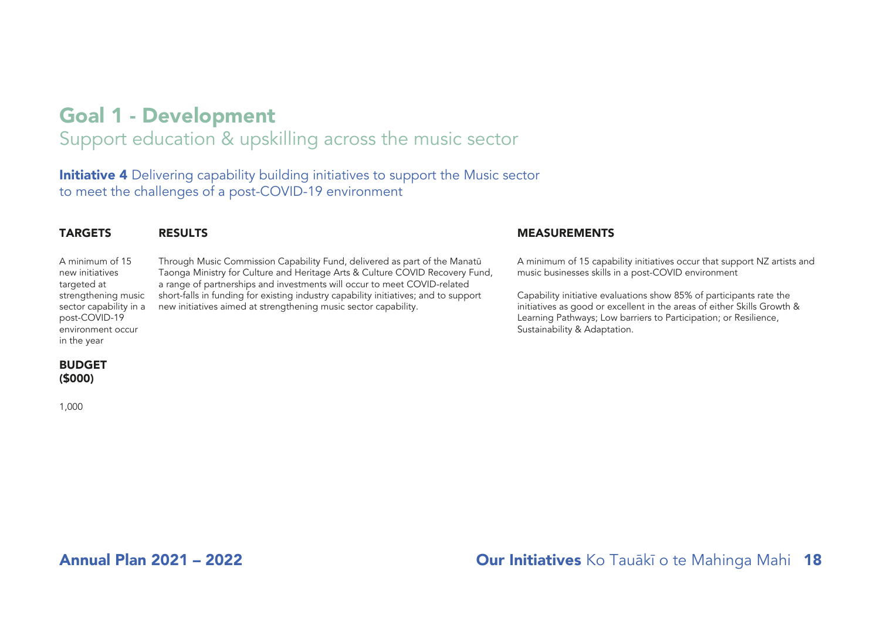# Goal 1 - Development

## Support education & upskilling across the music sector

### **Initiative 4** Delivering capability building initiatives to support the Music sector to meet the challenges of a post-COVID-19 environment

| TARGETS | RESULTS | MEASUREMENTS |
|---|---|---|
| A minimum of 15 new initiatives targeted at strengthening music sector capability in a post-COVID-19 environment occur in the year | Through Music Commission Capability Fund, delivered as part of the Manatū Taonga Ministry for Culture and Heritage Arts & Culture COVID Recovery Fund, a range of partnerships and investments will occur to meet COVID-related short-falls in funding for existing industry capability initiatives; and to support new initiatives aimed at strengthening music sector capability. | A minimum of 15 capability initiatives occur that support NZ artists and music businesses skills in a post-COVID environment<br><br>Capability initiative evaluations show 85% of participants rate the initiatives as good or excellent in the areas of either Skills Growth & Learning Pathways; Low barriers to Participation; or Resilience, Sustainability & Adaptation. |

**BUDGET ($000)**

1,000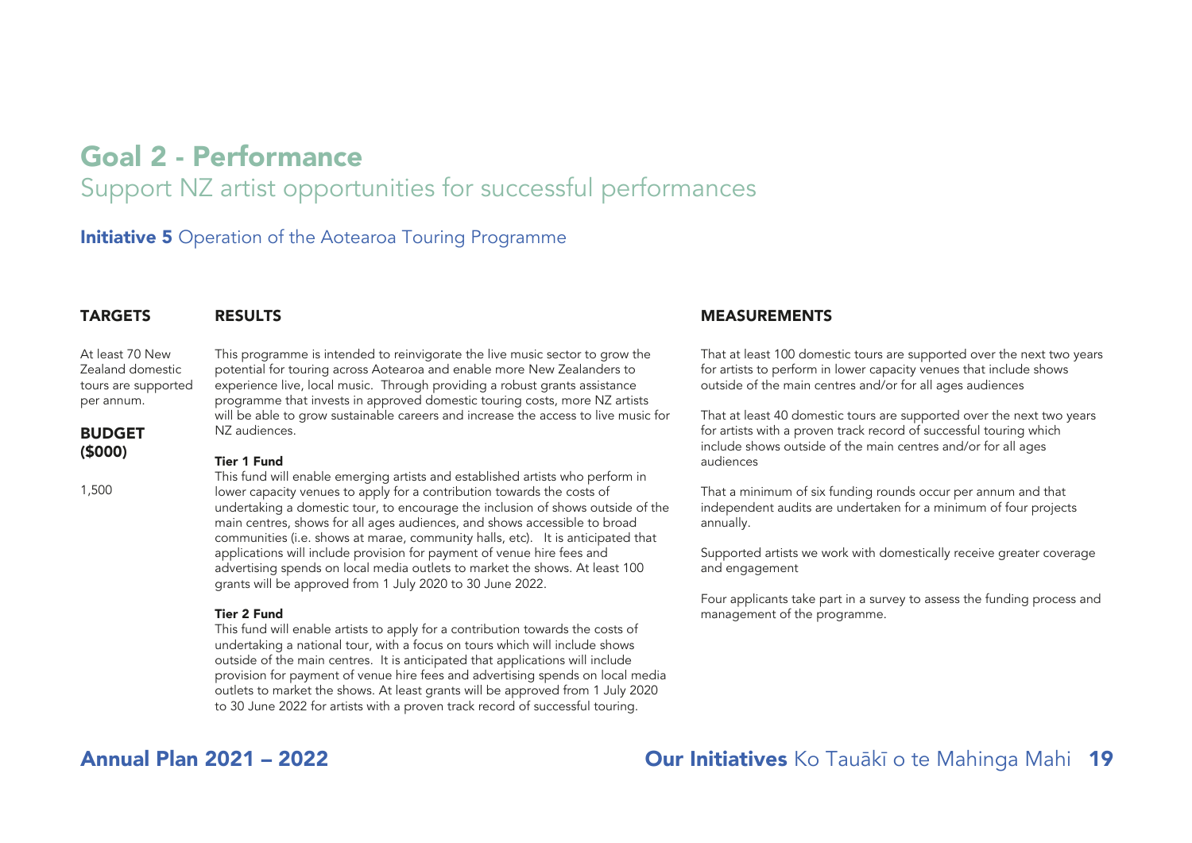# Goal 2 - Performance

## Support NZ artist opportunities for successful performances

### **Initiative 5** Operation of the Aotearoa Touring Programme

#### TARGETS

At least 70 New Zealand domestic tours are supported per annum.

#### BUDGET ($000)

1,500

#### RESULTS

This programme is intended to reinvigorate the live music sector to grow the potential for touring across Aotearoa and enable more New Zealanders to experience live, local music. Through providing a robust grants assistance programme that invests in approved domestic touring costs, more NZ artists will be able to grow sustainable careers and increase the access to live music for NZ audiences.

**Tier 1 Fund**

This fund will enable emerging artists and established artists who perform in lower capacity venues to apply for a contribution towards the costs of undertaking a domestic tour, to encourage the inclusion of shows outside of the main centres, shows for all ages audiences, and shows accessible to broad communities (i.e. shows at marae, community halls, etc). It is anticipated that applications will include provision for payment of venue hire fees and advertising spends on local media outlets to market the shows. At least 100 grants will be approved from 1 July 2020 to 30 June 2022.

**Tier 2 Fund**

This fund will enable artists to apply for a contribution towards the costs of undertaking a national tour, with a focus on tours which will include shows outside of the main centres. It is anticipated that applications will include provision for payment of venue hire fees and advertising spends on local media outlets to market the shows. At least grants will be approved from 1 July 2020 to 30 June 2022 for artists with a proven track record of successful touring.

#### MEASUREMENTS

That at least 100 domestic tours are supported over the next two years for artists to perform in lower capacity venues that include shows outside of the main centres and/or for all ages audiences

That at least 40 domestic tours are supported over the next two years for artists with a proven track record of successful touring which include shows outside of the main centres and/or for all ages audiences

That a minimum of six funding rounds occur per annum and that independent audits are undertaken for a minimum of four projects annually.

Supported artists we work with domestically receive greater coverage and engagement

Four applicants take part in a survey to assess the funding process and management of the programme.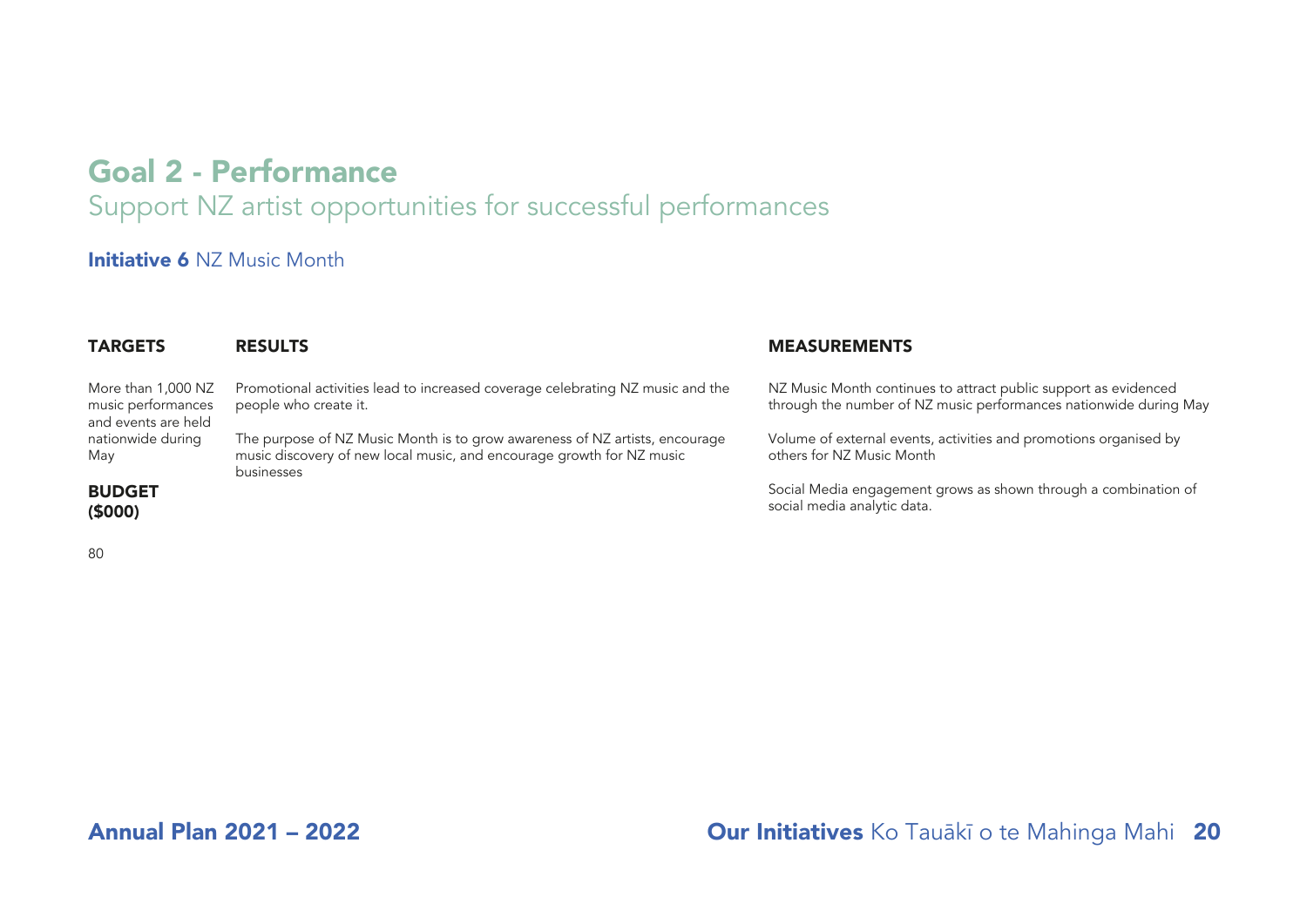# Goal 2 - Performance

## Support NZ artist opportunities for successful performances

### **Initiative 6** NZ Music Month

| TARGETS | RESULTS | MEASUREMENTS |
|---|---|---|
| More than 1,000 NZ music performances and events are held nationwide during May | Promotional activities lead to increased coverage celebrating NZ music and the people who create it. | NZ Music Month continues to attract public support as evidenced through the number of NZ music performances nationwide during May |
| | The purpose of NZ Music Month is to grow awareness of NZ artists, encourage music discovery of new local music, and encourage growth for NZ music businesses | Volume of external events, activities and promotions organised by others for NZ Music Month |
| | | Social Media engagement grows as shown through a combination of social media analytic data. |

**BUDGET ($000)**

80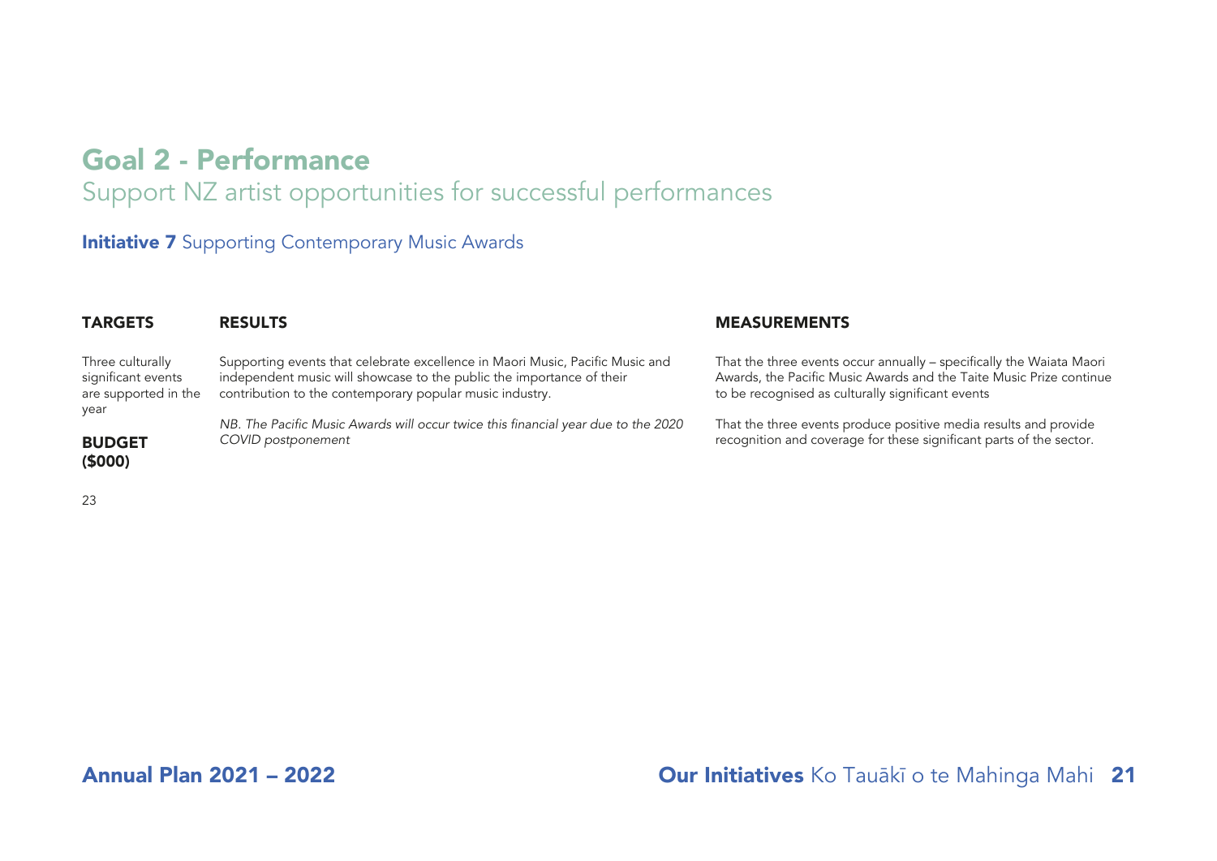# Goal 2 - Performance

## Support NZ artist opportunities for successful performances

### **Initiative 7** Supporting Contemporary Music Awards

| TARGETS | RESULTS | MEASUREMENTS |
|---|---|---|
| Three culturally significant events are supported in the year | Supporting events that celebrate excellence in Maori Music, Pacific Music and independent music will showcase to the public the importance of their contribution to the contemporary popular music industry. | That the three events occur annually – specifically the Waiata Maori Awards, the Pacific Music Awards and the Taite Music Prize continue to be recognised as culturally significant events |
| **BUDGET ($000)** | *NB. The Pacific Music Awards will occur twice this financial year due to the 2020 COVID postponement* | That the three events produce positive media results and provide recognition and coverage for these significant parts of the sector. |
| 23 | | |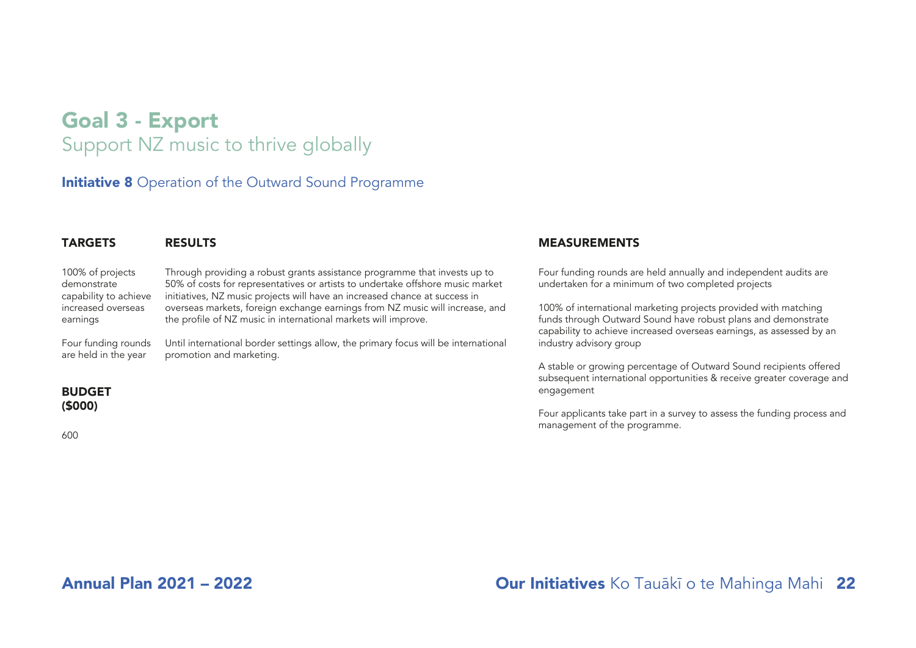# Goal 3 - Export

## Support NZ music to thrive globally

### **Initiative 8** Operation of the Outward Sound Programme

| TARGETS | RESULTS |
| --- | --- |
| 100% of projects demonstrate capability to achieve increased overseas earnings | Through providing a robust grants assistance programme that invests up to 50% of costs for representatives or artists to undertake offshore music market initiatives, NZ music projects will have an increased chance at success in overseas markets, foreign exchange earnings from NZ music will increase, and the profile of NZ music in international markets will improve. |
| Four funding rounds are held in the year | Until international border settings allow, the primary focus will be international promotion and marketing. |

**BUDGET ($000)**

600

**MEASUREMENTS**

Four funding rounds are held annually and independent audits are undertaken for a minimum of two completed projects

100% of international marketing projects provided with matching funds through Outward Sound have robust plans and demonstrate capability to achieve increased overseas earnings, as assessed by an industry advisory group

A stable or growing percentage of Outward Sound recipients offered subsequent international opportunities & receive greater coverage and engagement

Four applicants take part in a survey to assess the funding process and management of the programme.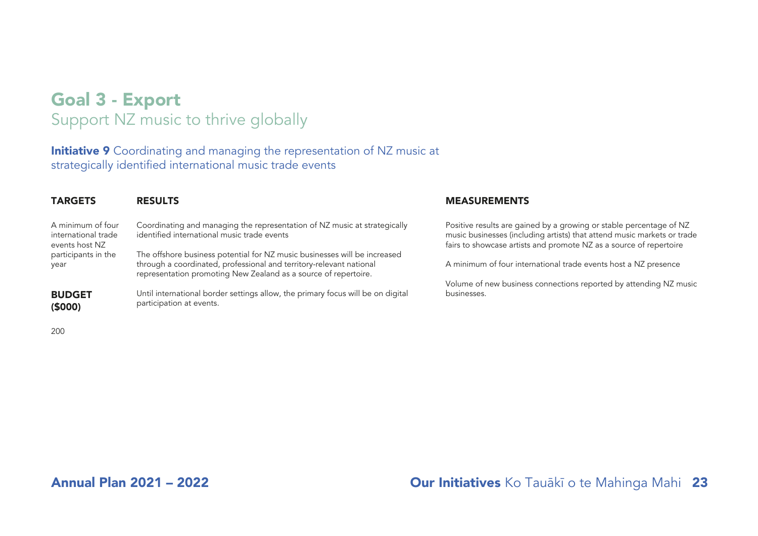# Goal 3 - Export

## Support NZ music to thrive globally

### **Initiative 9** Coordinating and managing the representation of NZ music at strategically identified international music trade events

**TARGETS**

A minimum of four international trade events host NZ participants in the year

**BUDGET ($000)**

200

**RESULTS**

Coordinating and managing the representation of NZ music at strategically identified international music trade events

The offshore business potential for NZ music businesses will be increased through a coordinated, professional and territory-relevant national representation promoting New Zealand as a source of repertoire.

Until international border settings allow, the primary focus will be on digital participation at events.

**MEASUREMENTS**

Positive results are gained by a growing or stable percentage of NZ music businesses (including artists) that attend music markets or trade fairs to showcase artists and promote NZ as a source of repertoire

A minimum of four international trade events host a NZ presence

Volume of new business connections reported by attending NZ music businesses.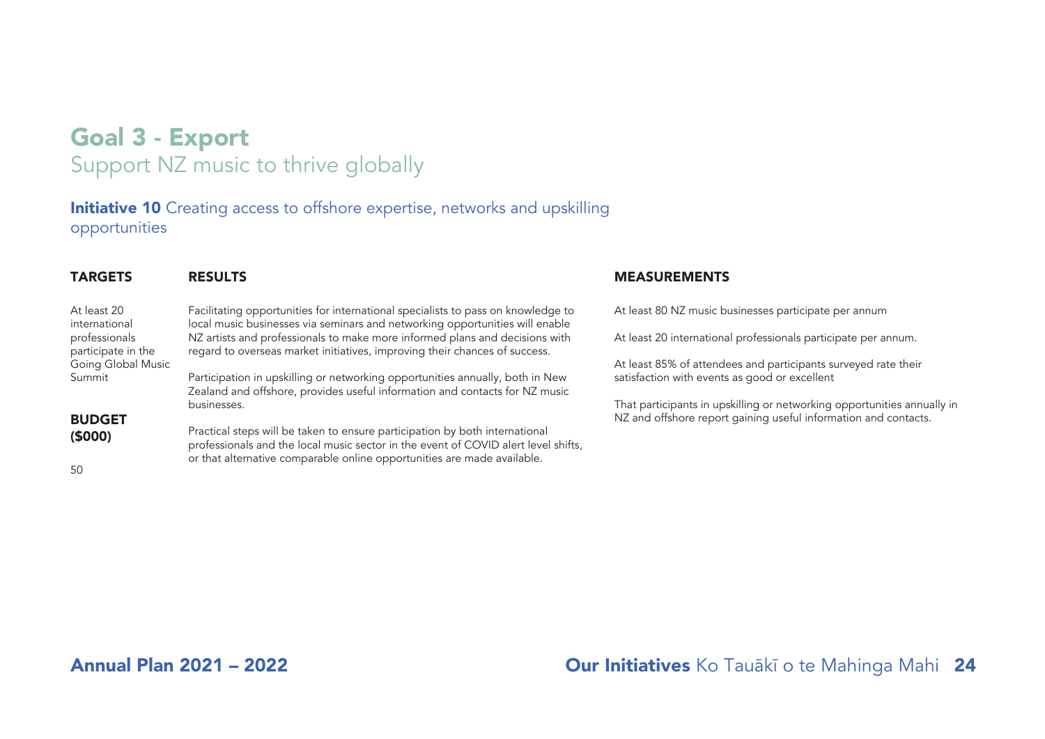# Goal 3 - Export

## Support NZ music to thrive globally

### **Initiative 10** Creating access to offshore expertise, networks and upskilling opportunities

#### TARGETS

At least 20 international professionals participate in the Going Global Music Summit

#### BUDGET ($000)

50

#### RESULTS

Facilitating opportunities for international specialists to pass on knowledge to local music businesses via seminars and networking opportunities will enable NZ artists and professionals to make more informed plans and decisions with regard to overseas market initiatives, improving their chances of success.

Participation in upskilling or networking opportunities annually, both in New Zealand and offshore, provides useful information and contacts for NZ music businesses.

Practical steps will be taken to ensure participation by both international professionals and the local music sector in the event of COVID alert level shifts, or that alternative comparable online opportunities are made available.

#### MEASUREMENTS

At least 80 NZ music businesses participate per annum

At least 20 international professionals participate per annum.

At least 85% of attendees and participants surveyed rate their satisfaction with events as good or excellent

That participants in upskilling or networking opportunities annually in NZ and offshore report gaining useful information and contacts.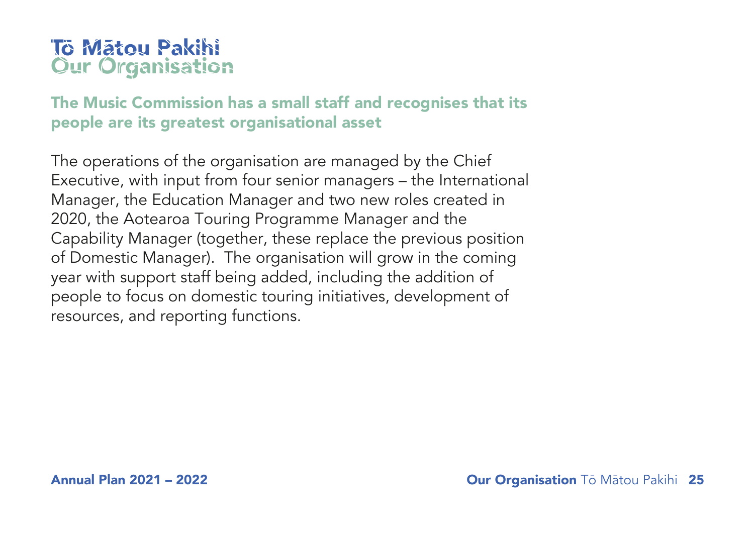# Tō Mātou Pakihi
# Our Organisation

## The Music Commission has a small staff and recognises that its people are its greatest organisational asset

The operations of the organisation are managed by the Chief Executive, with input from four senior managers – the International Manager, the Education Manager and two new roles created in 2020, the Aotearoa Touring Programme Manager and the Capability Manager (together, these replace the previous position of Domestic Manager). The organisation will grow in the coming year with support staff being added, including the addition of people to focus on domestic touring initiatives, development of resources, and reporting functions.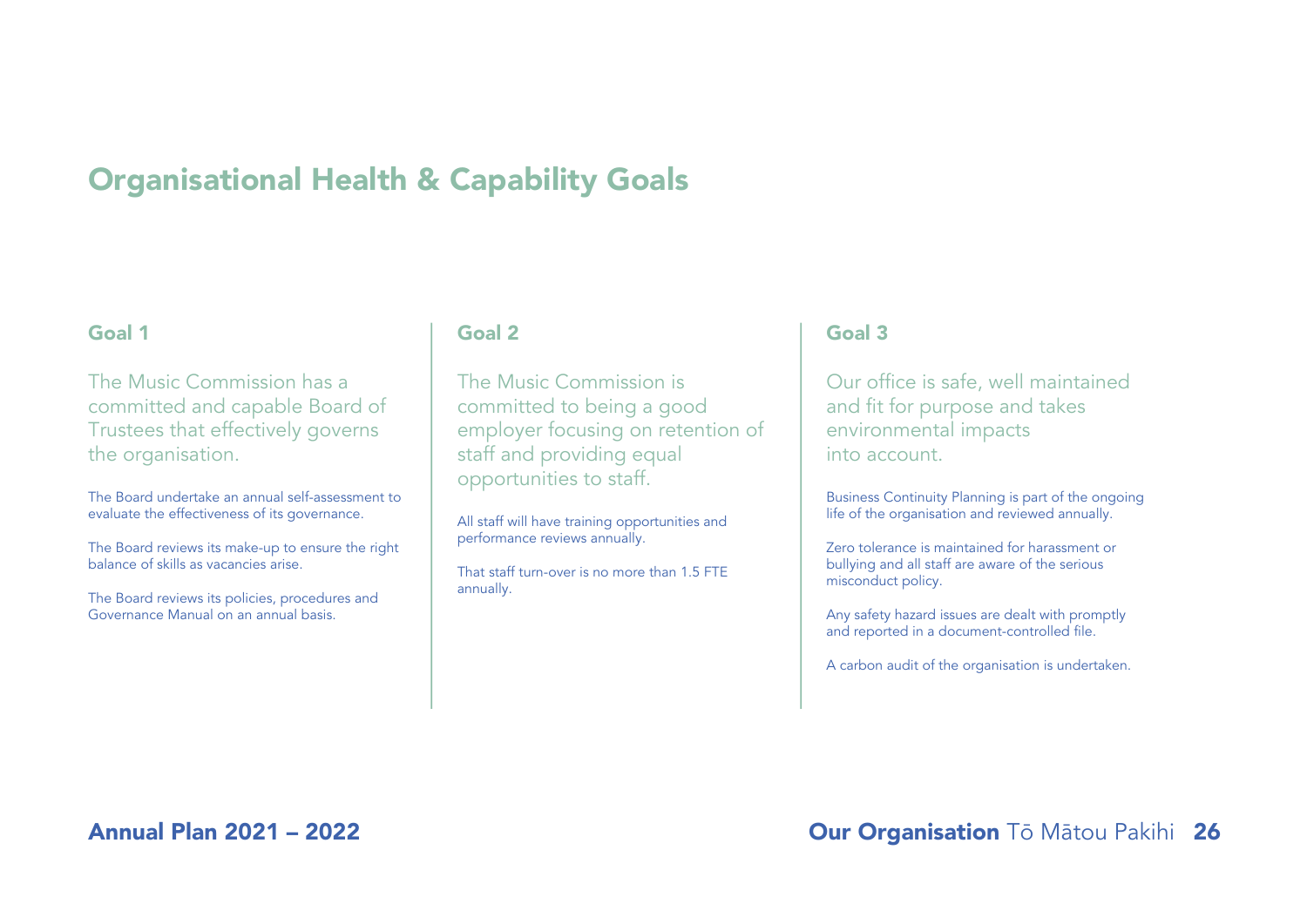# Organisational Health & Capability Goals

## Goal 1

The Music Commission has a committed and capable Board of Trustees that effectively governs the organisation.

The Board undertake an annual self-assessment to evaluate the effectiveness of its governance.

The Board reviews its make-up to ensure the right balance of skills as vacancies arise.

The Board reviews its policies, procedures and Governance Manual on an annual basis.

## Goal 2

The Music Commission is committed to being a good employer focusing on retention of staff and providing equal opportunities to staff.

All staff will have training opportunities and performance reviews annually.

That staff turn-over is no more than 1.5 FTE annually.

## Goal 3

Our office is safe, well maintained and fit for purpose and takes environmental impacts into account.

Business Continuity Planning is part of the ongoing life of the organisation and reviewed annually.

Zero tolerance is maintained for harassment or bullying and all staff are aware of the serious misconduct policy.

Any safety hazard issues are dealt with promptly and reported in a document-controlled file.

A carbon audit of the organisation is undertaken.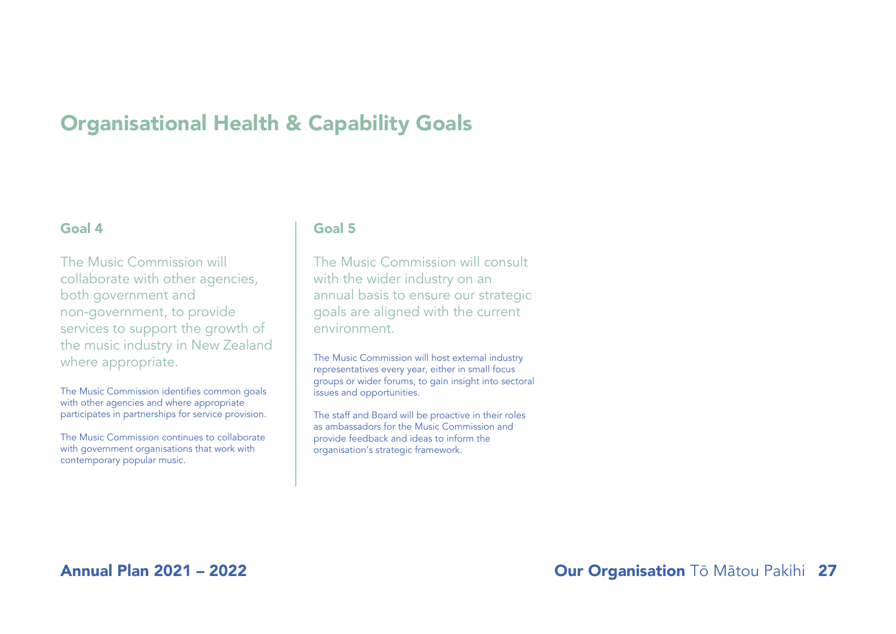# Organisational Health & Capability Goals

## Goal 4

The Music Commission will collaborate with other agencies, both government and non-government, to provide services to support the growth of the music industry in New Zealand where appropriate.

The Music Commission identifies common goals with other agencies and where appropriate participates in partnerships for service provision.

The Music Commission continues to collaborate with government organisations that work with contemporary popular music.

## Goal 5

The Music Commission will consult with the wider industry on an annual basis to ensure our strategic goals are aligned with the current environment.

The Music Commission will host external industry representatives every year, either in small focus groups or wider forums, to gain insight into sectoral issues and opportunities.

The staff and Board will be proactive in their roles as ambassadors for the Music Commission and provide feedback and ideas to inform the organisation's strategic framework.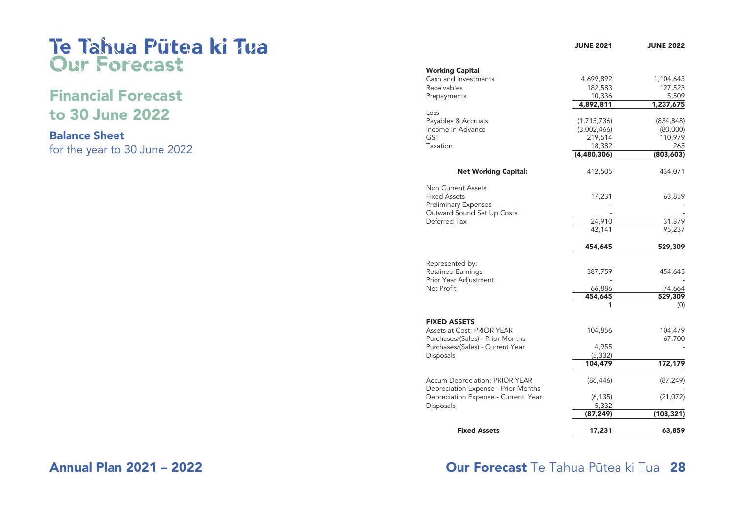# Te Tahua Pūtea ki Tua
# Our Forecast

## Financial Forecast to 30 June 2022

### Balance Sheet

for the year to 30 June 2022

| | JUNE 2021 | JUNE 2022 |
|---|---|---|
| **Working Capital** | | |
| Cash and Investments | 4,699,892 | 1,104,643 |
| Receivables | 182,583 | 127,523 |
| Prepayments | 10,336 | 5,509 |
| | **4,892,811** | **1,237,675** |
| Less | | |
| Payables & Accruals | (1,715,736) | (834,848) |
| Income In Advance | (3,002,466) | (80,000) |
| GST | 219,514 | 110,979 |
| Taxation | 18,382 | 265 |
| | **(4,480,306)** | **(803,603)** |
| **Net Working Capital:** | 412,505 | 434,071 |
| Non Current Assets | | |
| Fixed Assets | 17,231 | 63,859 |
| Preliminary Expenses | - | - |
| Outward Sound Set Up Costs | - | - |
| Deferred Tax | 24,910 | 31,379 |
| | 42,141 | 95,237 |
| | **454,645** | **529,309** |
| Represented by: | | |
| Retained Earnings | 387,759 | 454,645 |
| Prior Year Adjustment | - | - |
| Net Profit | 66,886 | 74,664 |
| | **454,645** | **529,309** |
| | 1 | (0) |
| **FIXED ASSETS** | | |
| Assets at Cost; PRIOR YEAR | 104,856 | 104,479 |
| Purchases/(Sales) - Prior Months | | 67,700 |
| Purchases/(Sales) - Current Year | 4,955 | - |
| Disposals | (5,332) | |
| | **104,479** | **172,179** |
| Accum Depreciation: PRIOR YEAR | (86,446) | (87,249) |
| Depreciation Expense - Prior Months | | - |
| Depreciation Expense - Current Year | (6,135) | (21,072) |
| Disposals | 5,332 | |
| | **(87,249)** | **(108,321)** |
| **Fixed Assets** | **17,231** | **63,859** |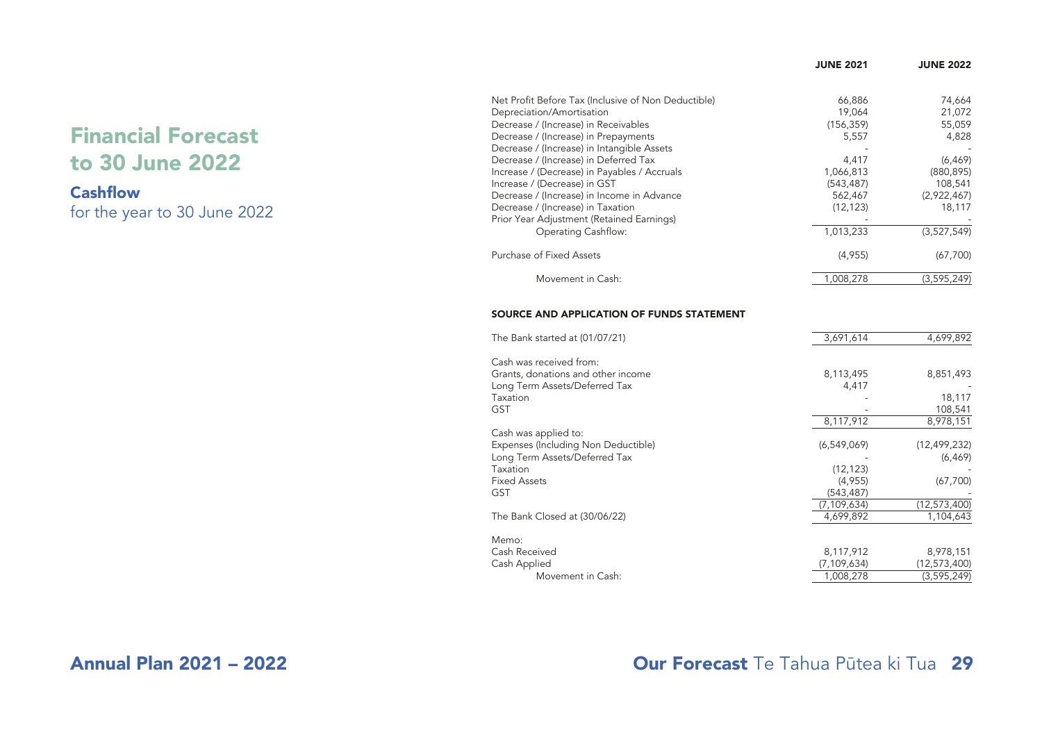# Financial Forecast to 30 June 2022

## Cashflow

for the year to 30 June 2022

| | JUNE 2021 | JUNE 2022 |
|---|---|---|
| Net Profit Before Tax (Inclusive of Non Deductible) | 66,886 | 74,664 |
| Depreciation/Amortisation | 19,064 | 21,072 |
| Decrease / (Increase) in Receivables | (156,359) | 55,059 |
| Decrease / (Increase) in Prepayments | 5,557 | 4,828 |
| Decrease / (Increase) in Intangible Assets | - | - |
| Decrease / (Increase) in Deferred Tax | 4,417 | (6,469) |
| Increase / (Decrease) in Payables / Accruals | 1,066,813 | (880,895) |
| Increase / (Decrease) in GST | (543,487) | 108,541 |
| Decrease / (Increase) in Income in Advance | 562,467 | (2,922,467) |
| Decrease / (Increase) in Taxation | (12,123) | 18,117 |
| Prior Year Adjustment (Retained Earnings) | - | - |
| Operating Cashflow: | 1,013,233 | (3,527,549) |
| Purchase of Fixed Assets | (4,955) | (67,700) |
| Movement in Cash: | 1,008,278 | (3,595,249) |

### SOURCE AND APPLICATION OF FUNDS STATEMENT

| | JUNE 2021 | JUNE 2022 |
|---|---|---|
| The Bank started at (01/07/21) | 3,691,614 | 4,699,892 |
| Cash was received from: | | |
| Grants, donations and other income | 8,113,495 | 8,851,493 |
| Long Term Assets/Deferred Tax | 4,417 | - |
| Taxation | - | 18,117 |
| GST | - | 108,541 |
| | 8,117,912 | 8,978,151 |
| Cash was applied to: | | |
| Expenses (Including Non Deductible) | (6,549,069) | (12,499,232) |
| Long Term Assets/Deferred Tax | - | (6,469) |
| Taxation | (12,123) | - |
| Fixed Assets | (4,955) | (67,700) |
| GST | (543,487) | - |
| | (7,109,634) | (12,573,400) |
| The Bank Closed at (30/06/22) | 4,699,892 | 1,104,643 |
| Memo: | | |
| Cash Received | 8,117,912 | 8,978,151 |
| Cash Applied | (7,109,634) | (12,573,400) |
| Movement in Cash: | 1,008,278 | (3,595,249) |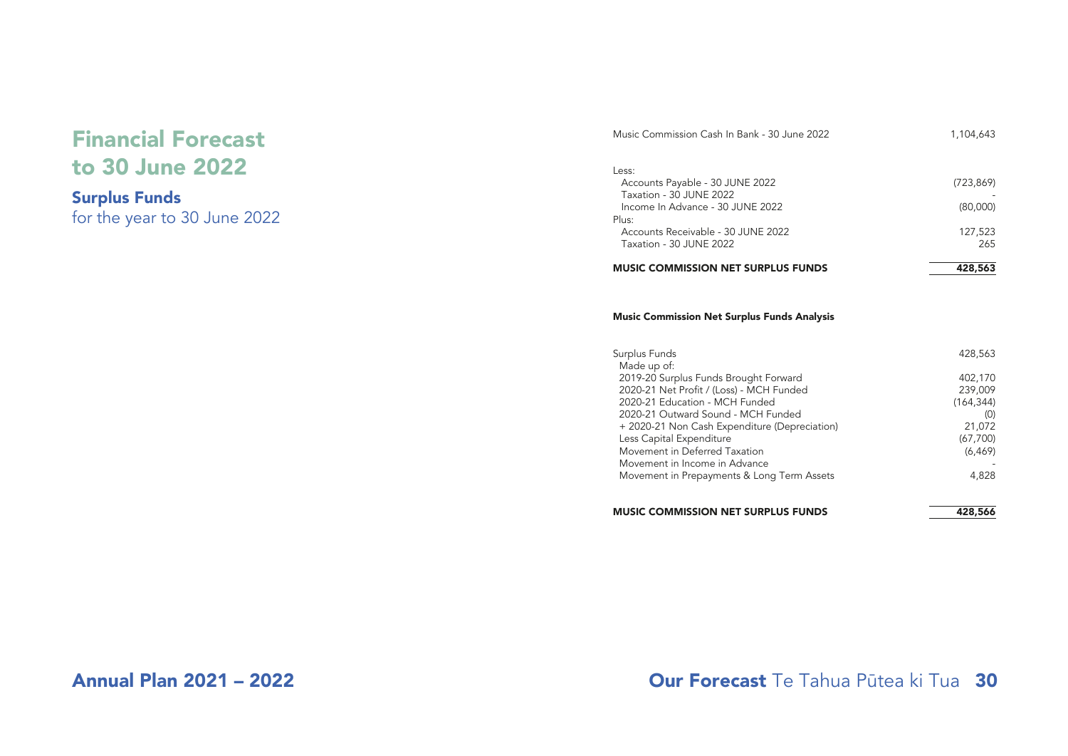# Financial Forecast to 30 June 2022

## Surplus Funds

for the year to 30 June 2022

| | |
|---|---|
| Music Commission Cash In Bank - 30 June 2022 | 1,104,643 |
| Less: | |
| Accounts Payable - 30 JUNE 2022 | (723,869) |
| Taxation - 30 JUNE 2022 | - |
| Income In Advance - 30 JUNE 2022 | (80,000) |
| Plus: | |
| Accounts Receivable - 30 JUNE 2022 | 127,523 |
| Taxation - 30 JUNE 2022 | 265 |
| **MUSIC COMMISSION NET SURPLUS FUNDS** | **428,563** |

### Music Commission Net Surplus Funds Analysis

| | |
|---|---|
| Surplus Funds | 428,563 |
| Made up of: | |
| 2019-20 Surplus Funds Brought Forward | 402,170 |
| 2020-21 Net Profit / (Loss) - MCH Funded | 239,009 |
| 2020-21 Education - MCH Funded | (164,344) |
| 2020-21 Outward Sound - MCH Funded | (0) |
| + 2020-21 Non Cash Expenditure (Depreciation) | 21,072 |
| Less Capital Expenditure | (67,700) |
| Movement in Deferred Taxation | (6,469) |
| Movement in Income in Advance | - |
| Movement in Prepayments & Long Term Assets | 4,828 |
| **MUSIC COMMISSION NET SURPLUS FUNDS** | **428,566** |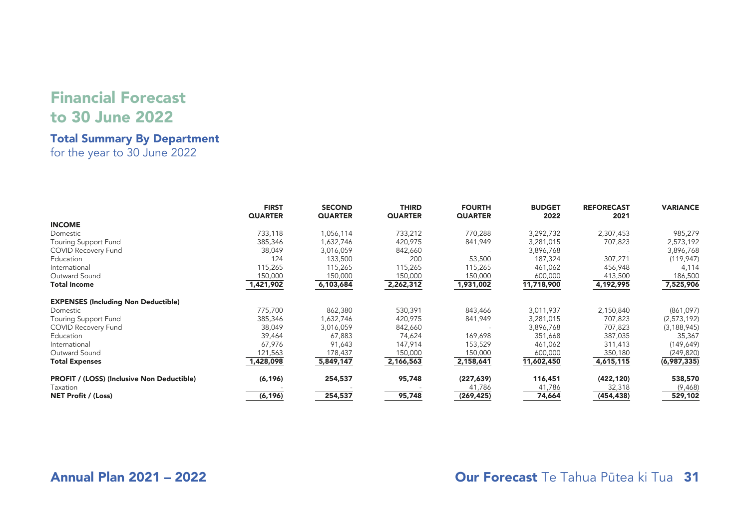# Financial Forecast to 30 June 2022

## Total Summary By Department

for the year to 30 June 2022

| | FIRST QUARTER | SECOND QUARTER | THIRD QUARTER | FOURTH QUARTER | BUDGET 2022 | REFORECAST 2021 | VARIANCE |
|---|---|---|---|---|---|---|---|
| **INCOME** | | | | | | | |
| Domestic | 733,118 | 1,056,114 | 733,212 | 770,288 | 3,292,732 | 2,307,453 | 985,279 |
| Touring Support Fund | 385,346 | 1,632,746 | 420,975 | 841,949 | 3,281,015 | 707,823 | 2,573,192 |
| COVID Recovery Fund | 38,049 | 3,016,059 | 842,660 | - | 3,896,768 | - | 3,896,768 |
| Education | 124 | 133,500 | 200 | 53,500 | 187,324 | 307,271 | (119,947) |
| International | 115,265 | 115,265 | 115,265 | 115,265 | 461,062 | 456,948 | 4,114 |
| Outward Sound | 150,000 | 150,000 | 150,000 | 150,000 | 600,000 | 413,500 | 186,500 |
| **Total Income** | **1,421,902** | **6,103,684** | **2,262,312** | **1,931,002** | **11,718,900** | **4,192,995** | **7,525,906** |
| **EXPENSES (Including Non Deductible)** | | | | | | | |
| Domestic | 775,700 | 862,380 | 530,391 | 843,466 | 3,011,937 | 2,150,840 | (861,097) |
| Touring Support Fund | 385,346 | 1,632,746 | 420,975 | 841,949 | 3,281,015 | 707,823 | (2,573,192) |
| COVID Recovery Fund | 38,049 | 3,016,059 | 842,660 | - | 3,896,768 | 707,823 | (3,188,945) |
| Education | 39,464 | 67,883 | 74,624 | 169,698 | 351,668 | 387,035 | 35,367 |
| International | 67,976 | 91,643 | 147,914 | 153,529 | 461,062 | 311,413 | (149,649) |
| Outward Sound | 121,563 | 178,437 | 150,000 | 150,000 | 600,000 | 350,180 | (249,820) |
| **Total Expenses** | **1,428,098** | **5,849,147** | **2,166,563** | **2,158,641** | **11,602,450** | **4,615,115** | **(6,987,335)** |
| **PROFIT / (LOSS) (Inclusive Non Deductible)** | **(6,196)** | **254,537** | **95,748** | **(227,639)** | **116,451** | **(422,120)** | **538,570** |
| Taxation | - | - | - | 41,786 | 41,786 | 32,318 | (9,468) |
| **NET Profit / (Loss)** | **(6,196)** | **254,537** | **95,748** | **(269,425)** | **74,664** | **(454,438)** | **529,102** |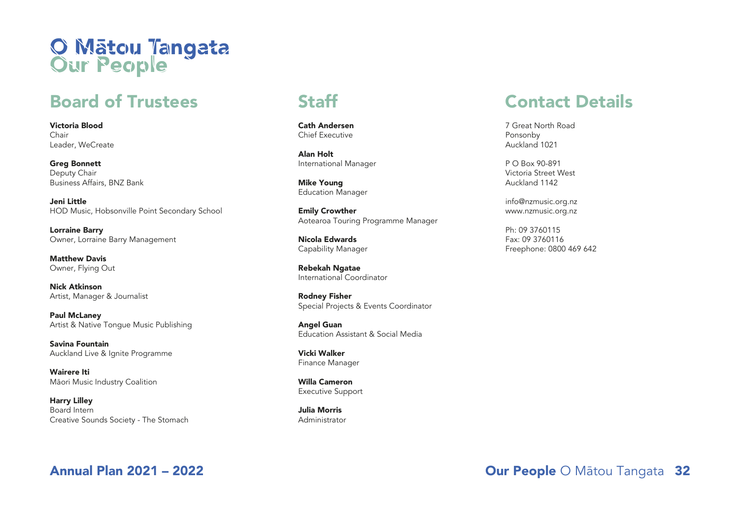# O Mātou Tangata
# Our People

## Board of Trustees

**Victoria Blood**
Chair
Leader, WeCreate

**Greg Bonnett**
Deputy Chair
Business Affairs, BNZ Bank

**Jeni Little**
HOD Music, Hobsonville Point Secondary School

**Lorraine Barry**
Owner, Lorraine Barry Management

**Matthew Davis**
Owner, Flying Out

**Nick Atkinson**
Artist, Manager & Journalist

**Paul McLaney**
Artist & Native Tongue Music Publishing

**Savina Fountain**
Auckland Live & Ignite Programme

**Wairere Iti**
Māori Music Industry Coalition

**Harry Lilley**
Board Intern
Creative Sounds Society - The Stomach

## Staff

**Cath Andersen**
Chief Executive

**Alan Holt**
International Manager

**Mike Young**
Education Manager

**Emily Crowther**
Aotearoa Touring Programme Manager

**Nicola Edwards**
Capability Manager

**Rebekah Ngatae**
International Coordinator

**Rodney Fisher**
Special Projects & Events Coordinator

**Angel Guan**
Education Assistant & Social Media

**Vicki Walker**
Finance Manager

**Willa Cameron**
Executive Support

**Julia Morris**
Administrator

## Contact Details

7 Great North Road
Ponsonby
Auckland 1021

P O Box 90-891
Victoria Street West
Auckland 1142

info@nzmusic.org.nz
www.nzmusic.org.nz

Ph: 09 3760115
Fax: 09 3760116
Freephone: 0800 469 642